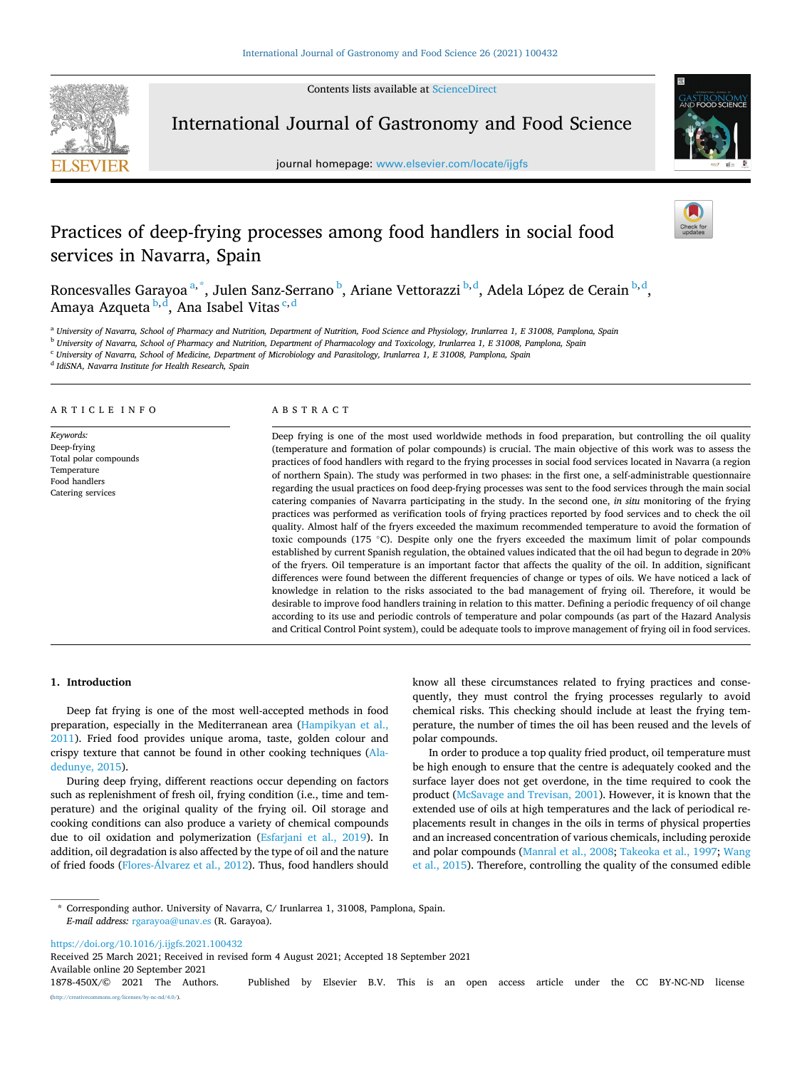# Practices of deep-frying processes among food handlers in social food services in Navarra, Spain

Roncesvalles Garayoa [a,*], Julen Sanz-Serrano [b], Ariane Vettorazzi [b,d], Adela López de Cerain [b,d], Amaya Azqueta [b,d], Ana Isabel Vitas [c,d]

[a] University of Navarra, School of Pharmacy and Nutrition, Department of Nutrition, Food Science and Physiology, Irunlarrea 1, E 31008, Pamplona, Spain
[b] University of Navarra, School of Pharmacy and Nutrition, Department of Pharmacology and Toxicology, Irunlarrea 1, E 31008, Pamplona, Spain
[c] University of Navarra, School of Medicine, Department of Microbiology and Parasitology, Irunlarrea 1, E 31008, Pamplona, Spain
[d] IdiSNA, Navarra Institute for Health Research, Spain

## ARTICLE INFO

*Keywords:*
Deep-frying
Total polar compounds
Temperature
Food handlers
Catering services

## ABSTRACT

Deep frying is one of the most used worldwide methods in food preparation, but controlling the oil quality (temperature and formation of polar compounds) is crucial. The main objective of this work was to assess the practices of food handlers with regard to the frying processes in social food services located in Navarra (a region of northern Spain). The study was performed in two phases: in the first one, a self-administrable questionnaire regarding the usual practices on food deep-frying processes was sent to the food services through the main social catering companies of Navarra participating in the study. In the second one, *in situ* monitoring of the frying practices was performed as verification tools of frying practices reported by food services and to check the oil quality. Almost half of the fryers exceeded the maximum recommended temperature to avoid the formation of toxic compounds (175 °C). Despite only one the fryers exceeded the maximum limit of polar compounds established by current Spanish regulation, the obtained values indicated that the oil had begun to degrade in 20% of the fryers. Oil temperature is an important factor that affects the quality of the oil. In addition, significant differences were found between the different frequencies of change or types of oils. We have noticed a lack of knowledge in relation to the risks associated to the bad management of frying oil. Therefore, it would be desirable to improve food handlers training in relation to this matter. Defining a periodic frequency of oil change according to its use and periodic controls of temperature and polar compounds (as part of the Hazard Analysis and Critical Control Point system), could be adequate tools to improve management of frying oil in food services.

## 1. Introduction

Deep fat frying is one of the most well-accepted methods in food preparation, especially in the Mediterranean area (Hampikyan et al., 2011). Fried food provides unique aroma, taste, golden colour and crispy texture that cannot be found in other cooking techniques (Aladedunye, 2015).

During deep frying, different reactions occur depending on factors such as replenishment of fresh oil, frying condition (i.e., time and temperature) and the original quality of the frying oil. Oil storage and cooking conditions can also produce a variety of chemical compounds due to oil oxidation and polymerization (Esfarjani et al., 2019). In addition, oil degradation is also affected by the type of oil and the nature of fried foods (Flores-Álvarez et al., 2012). Thus, food handlers should know all these circumstances related to frying practices and consequently, they must control the frying processes regularly to avoid chemical risks. This checking should include at least the frying temperature, the number of times the oil has been reused and the levels of polar compounds.

In order to produce a top quality fried product, oil temperature must be high enough to ensure that the centre is adequately cooked and the surface layer does not get overdone, in the time required to cook the product (McSavage and Trevisan, 2001). However, it is known that the extended use of oils at high temperatures and the lack of periodical replacements result in changes in the oils in terms of physical properties and an increased concentration of various chemicals, including peroxide and polar compounds (Manral et al., 2008; Takeoka et al., 1997; Wang et al., 2015). Therefore, controlling the quality of the consumed edible

\* Corresponding author. University of Navarra, C/ Irunlarrea 1, 31008, Pamplona, Spain.
*E-mail address:* rgarayoa@unav.es (R. Garayoa).

https://doi.org/10.1016/j.ijgfs.2021.100432
Received 25 March 2021; Received in revised form 4 August 2021; Accepted 18 September 2021
Available online 20 September 2021
1878-450X/© 2021 The Authors. Published by Elsevier B.V. This is an open access article under the CC BY-NC-ND license (http://creativecommons.org/licenses/by-nc-nd/4.0/).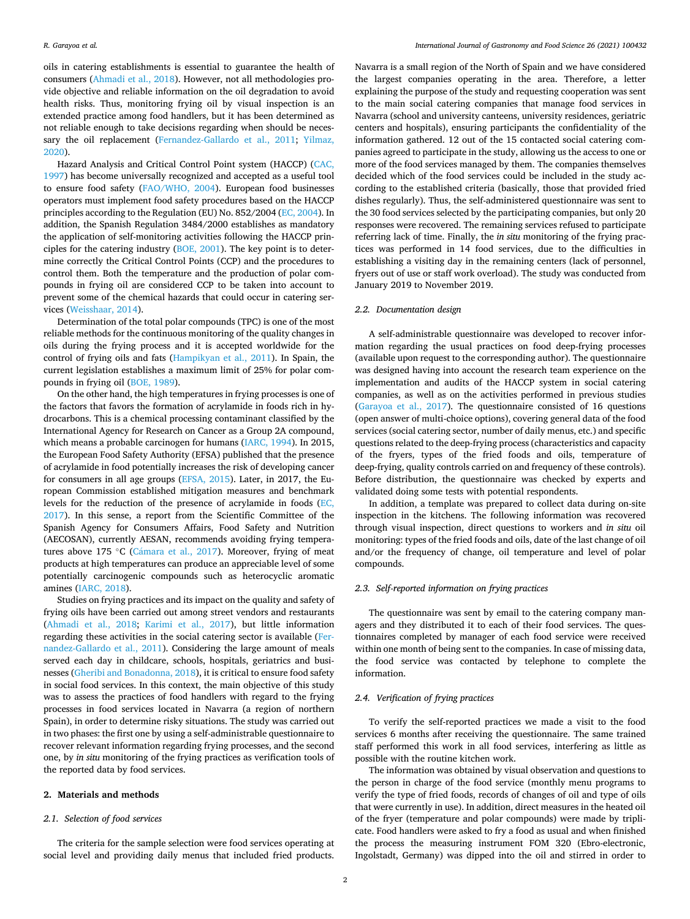oils in catering establishments is essential to guarantee the health of consumers (Ahmadi et al., 2018). However, not all methodologies provide objective and reliable information on the oil degradation to avoid health risks. Thus, monitoring frying oil by visual inspection is an extended practice among food handlers, but it has been determined as not reliable enough to take decisions regarding when should be necessary the oil replacement (Fernandez-Gallardo et al., 2011; Yilmaz, 2020).

Hazard Analysis and Critical Control Point system (HACCP) (CAC, 1997) has become universally recognized and accepted as a useful tool to ensure food safety (FAO/WHO, 2004). European food businesses operators must implement food safety procedures based on the HACCP principles according to the Regulation (EU) No. 852/2004 (EC, 2004). In addition, the Spanish Regulation 3484/2000 establishes as mandatory the application of self-monitoring activities following the HACCP principles for the catering industry (BOE, 2001). The key point is to determine correctly the Critical Control Points (CCP) and the procedures to control them. Both the temperature and the production of polar compounds in frying oil are considered CCP to be taken into account to prevent some of the chemical hazards that could occur in catering services (Weisshaar, 2014).

Determination of the total polar compounds (TPC) is one of the most reliable methods for the continuous monitoring of the quality changes in oils during the frying process and it is accepted worldwide for the control of frying oils and fats (Hampikyan et al., 2011). In Spain, the current legislation establishes a maximum limit of 25% for polar compounds in frying oil (BOE, 1989).

On the other hand, the high temperatures in frying processes is one of the factors that favors the formation of acrylamide in foods rich in hydrocarbons. This is a chemical processing contaminant classified by the International Agency for Research on Cancer as a Group 2A compound, which means a probable carcinogen for humans (IARC, 1994). In 2015, the European Food Safety Authority (EFSA) published that the presence of acrylamide in food potentially increases the risk of developing cancer for consumers in all age groups (EFSA, 2015). Later, in 2017, the European Commission established mitigation measures and benchmark levels for the reduction of the presence of acrylamide in foods (EC, 2017). In this sense, a report from the Scientific Committee of the Spanish Agency for Consumers Affairs, Food Safety and Nutrition (AECOSAN), currently AESAN, recommends avoiding frying temperatures above 175 °C (Cámara et al., 2017). Moreover, frying of meat products at high temperatures can produce an appreciable level of some potentially carcinogenic compounds such as heterocyclic aromatic amines (IARC, 2018).

Studies on frying practices and its impact on the quality and safety of frying oils have been carried out among street vendors and restaurants (Ahmadi et al., 2018; Karimi et al., 2017), but little information regarding these activities in the social catering sector is available (Fernandez-Gallardo et al., 2011). Considering the large amount of meals served each day in childcare, schools, hospitals, geriatrics and businesses (Gheribi and Bonadonna, 2018), it is critical to ensure food safety in social food services. In this context, the main objective of this study was to assess the practices of food handlers with regard to the frying processes in food services located in Navarra (a region of northern Spain), in order to determine risky situations. The study was carried out in two phases: the first one by using a self-administrable questionnaire to recover relevant information regarding frying processes, and the second one, by *in situ* monitoring of the frying practices as verification tools of the reported data by food services.

## 2. Materials and methods

### 2.1. Selection of food services

The criteria for the sample selection were food services operating at social level and providing daily menus that included fried products. Navarra is a small region of the North of Spain and we have considered the largest companies operating in the area. Therefore, a letter explaining the purpose of the study and requesting cooperation was sent to the main social catering companies that manage food services in Navarra (school and university canteens, university residences, geriatric centers and hospitals), ensuring participants the confidentiality of the information gathered. 12 out of the 15 contacted social catering companies agreed to participate in the study, allowing us the access to one or more of the food services managed by them. The companies themselves decided which of the food services could be included in the study according to the established criteria (basically, those that provided fried dishes regularly). Thus, the self-administered questionnaire was sent to the 30 food services selected by the participating companies, but only 20 responses were recovered. The remaining services refused to participate referring lack of time. Finally, the *in situ* monitoring of the frying practices was performed in 14 food services, due to the difficulties in establishing a visiting day in the remaining centers (lack of personnel, fryers out of use or staff work overload). The study was conducted from January 2019 to November 2019.

### 2.2. Documentation design

A self-administrable questionnaire was developed to recover information regarding the usual practices on food deep-frying processes (available upon request to the corresponding author). The questionnaire was designed having into account the research team experience on the implementation and audits of the HACCP system in social catering companies, as well as on the activities performed in previous studies (Garayoa et al., 2017). The questionnaire consisted of 16 questions (open answer of multi-choice options), covering general data of the food services (social catering sector, number of daily menus, etc.) and specific questions related to the deep-frying process (characteristics and capacity of the fryers, types of the fried foods and oils, temperature of deep-frying, quality controls carried on and frequency of these controls). Before distribution, the questionnaire was checked by experts and validated doing some tests with potential respondents.

In addition, a template was prepared to collect data during on-site inspection in the kitchens. The following information was recovered through visual inspection, direct questions to workers and *in situ* oil monitoring: types of the fried foods and oils, date of the last change of oil and/or the frequency of change, oil temperature and level of polar compounds.

### 2.3. Self-reported information on frying practices

The questionnaire was sent by email to the catering company managers and they distributed it to each of their food services. The questionnaires completed by manager of each food service were received within one month of being sent to the companies. In case of missing data, the food service was contacted by telephone to complete the information.

### 2.4. Verification of frying practices

To verify the self-reported practices we made a visit to the food services 6 months after receiving the questionnaire. The same trained staff performed this work in all food services, interfering as little as possible with the routine kitchen work.

The information was obtained by visual observation and questions to the person in charge of the food service (monthly menu programs to verify the type of fried foods, records of changes of oil and type of oils that were currently in use). In addition, direct measures in the heated oil of the fryer (temperature and polar compounds) were made by triplicate. Food handlers were asked to fry a food as usual and when finished the process the measuring instrument FOM 320 (Ebro-electronic, Ingolstadt, Germany) was dipped into the oil and stirred in order to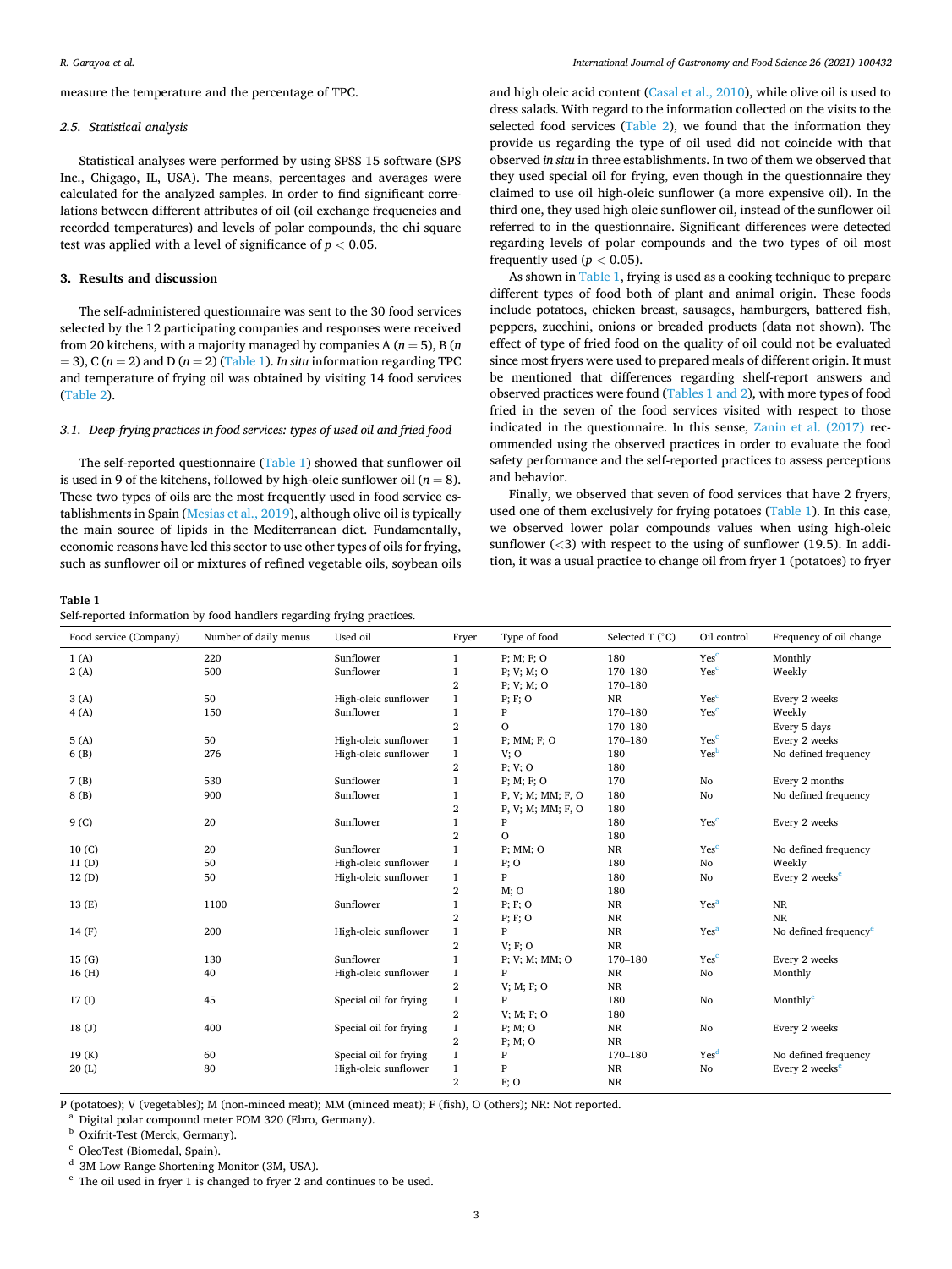measure the temperature and the percentage of TPC.

### 2.5. Statistical analysis

Statistical analyses were performed by using SPSS 15 software (SPS Inc., Chigago, IL, USA). The means, percentages and averages were calculated for the analyzed samples. In order to find significant correlations between different attributes of oil (oil exchange frequencies and recorded temperatures) and levels of polar compounds, the chi square test was applied with a level of significance of $p < 0.05$.

## 3. Results and discussion

The self-administered questionnaire was sent to the 30 food services selected by the 12 participating companies and responses were received from 20 kitchens, with a majority managed by companies A ($n = 5$), B ($n = 3$), C ($n = 2$) and D ($n = 2$) (Table 1). *In situ* information regarding TPC and temperature of frying oil was obtained by visiting 14 food services (Table 2).

### 3.1. Deep-frying practices in food services: types of used oil and fried food

The self-reported questionnaire (Table 1) showed that sunflower oil is used in 9 of the kitchens, followed by high-oleic sunflower oil ($n = 8$). These two types of oils are the most frequently used in food service establishments in Spain (Mesias et al., 2019), although olive oil is typically the main source of lipids in the Mediterranean diet. Fundamentally, economic reasons have led this sector to use other types of oils for frying, such as sunflower oil or mixtures of refined vegetable oils, soybean oils and high oleic acid content (Casal et al., 2010), while olive oil is used to dress salads. With regard to the information collected on the visits to the selected food services (Table 2), we found that the information they provide us regarding the type of oil used did not coincide with that observed *in situ* in three establishments. In two of them we observed that they used special oil for frying, even though in the questionnaire they claimed to use oil high-oleic sunflower (a more expensive oil). In the third one, they used high oleic sunflower oil, instead of the sunflower oil referred to in the questionnaire. Significant differences were detected regarding levels of polar compounds and the two types of oil most frequently used ($p < 0.05$).

As shown in Table 1, frying is used as a cooking technique to prepare different types of food both of plant and animal origin. These foods include potatoes, chicken breast, sausages, hamburgers, battered fish, peppers, zucchini, onions or breaded products (data not shown). The effect of type of fried food on the quality of oil could not be evaluated since most fryers were used to prepared meals of different origin. It must be mentioned that differences regarding shelf-report answers and observed practices were found (Tables 1 and 2), with more types of food fried in the seven of the food services visited with respect to those indicated in the questionnaire. In this sense, Zanin et al. (2017) recommended using the observed practices in order to evaluate the food safety performance and the self-reported practices to assess perceptions and behavior.

Finally, we observed that seven of food services that have 2 fryers, used one of them exclusively for frying potatoes (Table 1). In this case, we observed lower polar compounds values when using high-oleic sunflower (<3) with respect to the using of sunflower (19.5). In addition, it was a usual practice to change oil from fryer 1 (potatoes) to fryer

**Table 1**
Self-reported information by food handlers regarding frying practices.

| Food service (Company) | Number of daily menus | Used oil | Fryer | Type of food | Selected T (°C) | Oil control | Frequency of oil change |
|---|---|---|---|---|---|---|---|
| 1 (A) | 220 | Sunflower | 1 | P; M; F; O | 180 | Yes[c] | Monthly |
| 2 (A) | 500 | Sunflower | 1 | P; V; M; O | 170–180 | Yes[c] | Weekly |
| | | | 2 | P; V; M; O | 170–180 | | |
| 3 (A) | 50 | High-oleic sunflower | 1 | P; F; O | NR | Yes[c] | Every 2 weeks |
| 4 (A) | 150 | Sunflower | 1 | P | 170–180 | Yes[c] | Weekly |
| | | | 2 | O | 170–180 | | Every 5 days |
| 5 (A) | 50 | High-oleic sunflower | 1 | P; MM; F; O | 170–180 | Yes[c] | Every 2 weeks |
| 6 (B) | 276 | High-oleic sunflower | 1 | V; O | 180 | Yes[b] | No defined frequency |
| | | | 2 | P; V; O | 180 | | |
| 7 (B) | 530 | Sunflower | 1 | P; M; F; O | 170 | No | Every 2 months |
| 8 (B) | 900 | Sunflower | 1 | P, V; M; MM; F, O | 180 | No | No defined frequency |
| | | | 2 | P, V; M; MM; F, O | 180 | | |
| 9 (C) | 20 | Sunflower | 1 | P | 180 | Yes[c] | Every 2 weeks |
| | | | 2 | O | 180 | | |
| 10 (C) | 20 | Sunflower | 1 | P; MM; O | NR | Yes[c] | No defined frequency |
| 11 (D) | 50 | High-oleic sunflower | 1 | P; O | 180 | No | Weekly |
| 12 (D) | 50 | High-oleic sunflower | 1 | P | 180 | No | Every 2 weeks[e] |
| | | | 2 | M; O | 180 | | |
| 13 (E) | 1100 | Sunflower | 1 | P; F; O | NR | Yes[a] | NR |
| | | | 2 | P; F; O | NR | | NR |
| 14 (F) | 200 | High-oleic sunflower | 1 | P | NR | Yes[a] | No defined frequency[e] |
| | | | 2 | V; F; O | NR | | |
| 15 (G) | 130 | Sunflower | 1 | P; V; M; MM; O | 170–180 | Yes[c] | Every 2 weeks |
| 16 (H) | 40 | High-oleic sunflower | 1 | P | NR | No | Monthly |
| | | | 2 | V; M; F; O | NR | | |
| 17 (I) | 45 | Special oil for frying | 1 | P | 180 | No | Monthly[e] |
| | | | 2 | V; M; F; O | 180 | | |
| 18 (J) | 400 | Special oil for frying | 1 | P; M; O | NR | No | Every 2 weeks |
| | | | 2 | P; M; O | NR | | |
| 19 (K) | 60 | Special oil for frying | 1 | P | 170–180 | Yes[d] | No defined frequency |
| 20 (L) | 80 | High-oleic sunflower | 1 | P | NR | No | Every 2 weeks[e] |
| | | | 2 | F; O | NR | | |

P (potatoes); V (vegetables); M (non-minced meat); MM (minced meat); F (fish), O (others); NR: Not reported.
[a] Digital polar compound meter FOM 320 (Ebro, Germany).
[b] Oxifrit-Test (Merck, Germany).
[c] OleoTest (Biomedal, Spain).
[d] 3M Low Range Shortening Monitor (3M, USA).
[e] The oil used in fryer 1 is changed to fryer 2 and continues to be used.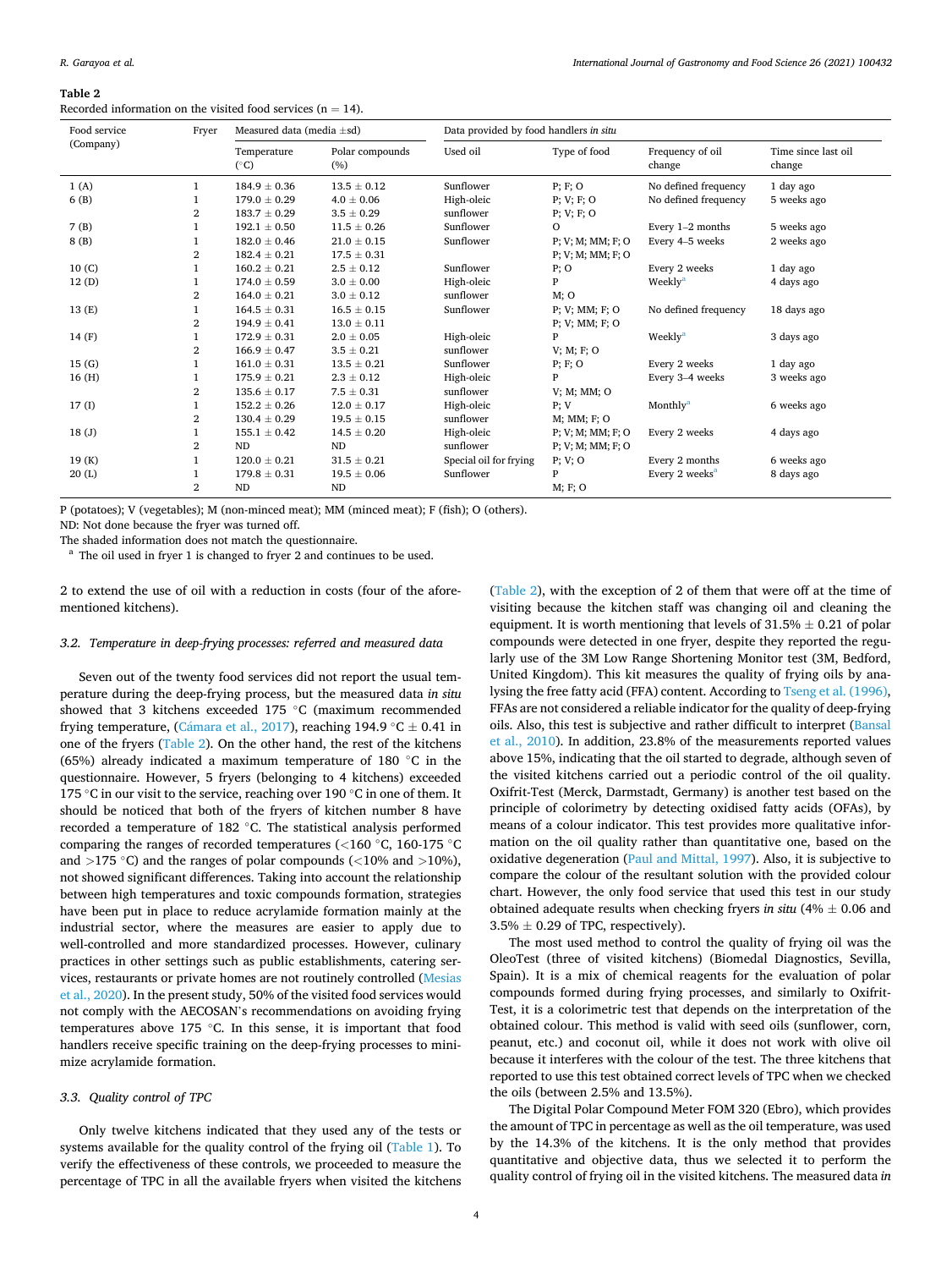**Table 2**
Recorded information on the visited food services (n = 14).

| Food service (Company) | Fryer | Measured data (media ±sd) | | Data provided by food handlers *in situ* | | | |
|---|---|---|---|---|---|---|---|
| | | Temperature (°C) | Polar compounds (%) | Used oil | Type of food | Frequency of oil change | Time since last oil change |
| 1 (A) | 1 | 184.9 ± 0.36 | 13.5 ± 0.12 | Sunflower | P; F; O | No defined frequency | 1 day ago |
| 6 (B) | 1 | 179.0 ± 0.29 | 4.0 ± 0.06 | High-oleic | P; V; F; O | No defined frequency | 5 weeks ago |
| | 2 | 183.7 ± 0.29 | 3.5 ± 0.29 | sunflower | P; V; F; O | | |
| 7 (B) | 1 | 192.1 ± 0.50 | 11.5 ± 0.26 | Sunflower | O | Every 1–2 months | 5 weeks ago |
| 8 (B) | 1 | 182.0 ± 0.46 | 21.0 ± 0.15 | Sunflower | P; V; M; MM; F; O | Every 4–5 weeks | 2 weeks ago |
| | 2 | 182.4 ± 0.21 | 17.5 ± 0.31 | | P; V; M; MM; F; O | | |
| 10 (C) | 1 | 160.2 ± 0.21 | 2.5 ± 0.12 | Sunflower | P; O | Every 2 weeks | 1 day ago |
| 12 (D) | 1 | 174.0 ± 0.59 | 3.0 ± 0.00 | High-oleic | P | Weekly[a] | 4 days ago |
| | 2 | 164.0 ± 0.21 | 3.0 ± 0.12 | sunflower | M; O | | |
| 13 (E) | 1 | 164.5 ± 0.31 | 16.5 ± 0.15 | Sunflower | P; V; MM; F; O | No defined frequency | 18 days ago |
| | 2 | 194.9 ± 0.41 | 13.0 ± 0.11 | | P; V; MM; F; O | | |
| 14 (F) | 1 | 172.9 ± 0.31 | 2.0 ± 0.05 | High-oleic | P | Weekly[a] | 3 days ago |
| | 2 | 166.9 ± 0.47 | 3.5 ± 0.21 | sunflower | V; M; F; O | | |
| 15 (G) | 1 | 161.0 ± 0.31 | 13.5 ± 0.21 | Sunflower | P; F; O | Every 2 weeks | 1 day ago |
| 16 (H) | 1 | 175.9 ± 0.21 | 2.3 ± 0.12 | High-oleic | P | Every 3–4 weeks | 3 weeks ago |
| | 2 | 135.6 ± 0.17 | 7.5 ± 0.31 | sunflower | V; M; MM; O | | |
| 17 (I) | 1 | 152.2 ± 0.26 | 12.0 ± 0.17 | High-oleic | P; V | Monthly[a] | 6 weeks ago |
| | 2 | 130.4 ± 0.29 | 19.5 ± 0.15 | sunflower | M; MM; F; O | | |
| 18 (J) | 1 | 155.1 ± 0.42 | 14.5 ± 0.20 | High-oleic | P; V; M; MM; F; O | Every 2 weeks | 4 days ago |
| | 2 | ND | ND | sunflower | P; V; M; MM; F; O | | |
| 19 (K) | 1 | 120.0 ± 0.21 | 31.5 ± 0.21 | Special oil for frying | P; V; O | Every 2 months | 6 weeks ago |
| 20 (L) | 1 | 179.8 ± 0.31 | 19.5 ± 0.06 | Sunflower | P | Every 2 weeks[a] | 8 days ago |
| | 2 | ND | ND | | M; F; O | | |

P (potatoes); V (vegetables); M (non-minced meat); MM (minced meat); F (fish); O (others).
ND: Not done because the fryer was turned off.
The shaded information does not match the questionnaire.
[a] The oil used in fryer 1 is changed to fryer 2 and continues to be used.

2 to extend the use of oil with a reduction in costs (four of the aforementioned kitchens).

### 3.2. Temperature in deep-frying processes: referred and measured data

Seven out of the twenty food services did not report the usual temperature during the deep-frying process, but the measured data *in situ* showed that 3 kitchens exceeded 175 °C (maximum recommended frying temperature, (Cámara et al., 2017), reaching 194.9 °C ± 0.41 in one of the fryers (Table 2). On the other hand, the rest of the kitchens (65%) already indicated a maximum temperature of 180 °C in the questionnaire. However, 5 fryers (belonging to 4 kitchens) exceeded 175 °C in our visit to the service, reaching over 190 °C in one of them. It should be noticed that both of the fryers of kitchen number 8 have recorded a temperature of 182 °C. The statistical analysis performed comparing the ranges of recorded temperatures (<160 °C, 160-175 °C and >175 °C) and the ranges of polar compounds (<10% and >10%), not showed significant differences. Taking into account the relationship between high temperatures and toxic compounds formation, strategies have been put in place to reduce acrylamide formation mainly at the industrial sector, where the measures are easier to apply due to well-controlled and more standardized processes. However, culinary practices in other settings such as public establishments, catering services, restaurants or private homes are not routinely controlled (Mesias et al., 2020). In the present study, 50% of the visited food services would not comply with the AECOSAN's recommendations on avoiding frying temperatures above 175 °C. In this sense, it is important that food handlers receive specific training on the deep-frying processes to minimize acrylamide formation.

### 3.3. Quality control of TPC

Only twelve kitchens indicated that they used any of the tests or systems available for the quality control of the frying oil (Table 1). To verify the effectiveness of these controls, we proceeded to measure the percentage of TPC in all the available fryers when visited the kitchens (Table 2), with the exception of 2 of them that were off at the time of visiting because the kitchen staff was changing oil and cleaning the equipment. It is worth mentioning that levels of 31.5% ± 0.21 of polar compounds were detected in one fryer, despite they reported the regularly use of the 3M Low Range Shortening Monitor test (3M, Bedford, United Kingdom). This kit measures the quality of frying oils by analysing the free fatty acid (FFA) content. According to Tseng et al. (1996), FFAs are not considered a reliable indicator for the quality of deep-frying oils. Also, this test is subjective and rather difficult to interpret (Bansal et al., 2010). In addition, 23.8% of the measurements reported values above 15%, indicating that the oil started to degrade, although seven of the visited kitchens carried out a periodic control of the oil quality. Oxifrit-Test (Merck, Darmstadt, Germany) is another test based on the principle of colorimetry by detecting oxidised fatty acids (OFAs), by means of a colour indicator. This test provides more qualitative information on the oil quality rather than quantitative one, based on the oxidative degeneration (Paul and Mittal, 1997). Also, it is subjective to compare the colour of the resultant solution with the provided colour chart. However, the only food service that used this test in our study obtained adequate results when checking fryers *in situ* (4% ± 0.06 and 3.5% ± 0.29 of TPC, respectively).

The most used method to control the quality of frying oil was the OleoTest (three of visited kitchens) (Biomedal Diagnostics, Sevilla, Spain). It is a mix of chemical reagents for the evaluation of polar compounds formed during frying processes, and similarly to Oxifrit-Test, it is a colorimetric test that depends on the interpretation of the obtained colour. This method is valid with seed oils (sunflower, corn, peanut, etc.) and coconut oil, while it does not work with olive oil because it interferes with the colour of the test. The three kitchens that reported to use this test obtained correct levels of TPC when we checked the oils (between 2.5% and 13.5%).

The Digital Polar Compound Meter FOM 320 (Ebro), which provides the amount of TPC in percentage as well as the oil temperature, was used by the 14.3% of the kitchens. It is the only method that provides quantitative and objective data, thus we selected it to perform the quality control of frying oil in the visited kitchens. The measured data *in*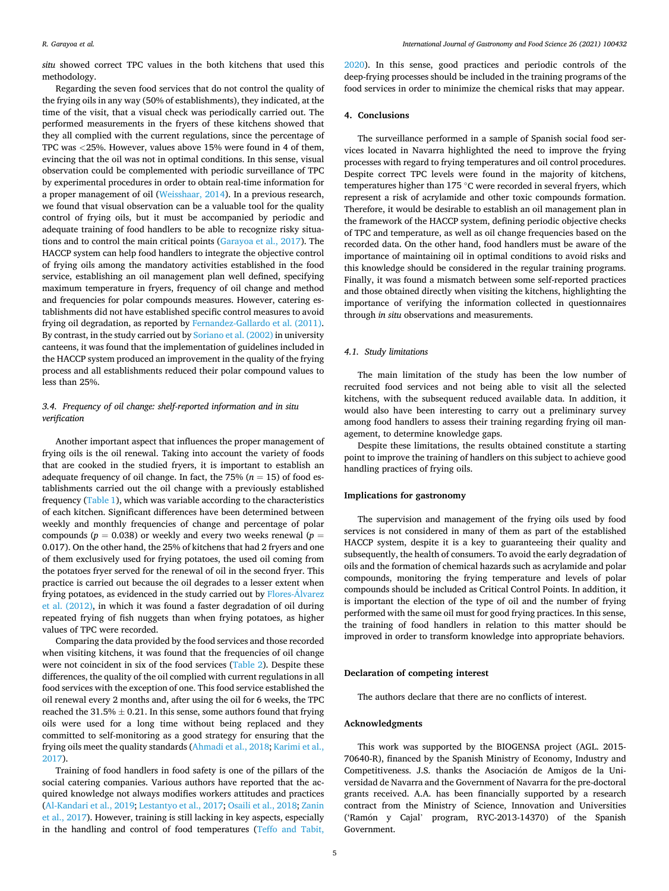*situ* showed correct TPC values in the both kitchens that used this methodology.

Regarding the seven food services that do not control the quality of the frying oils in any way (50% of establishments), they indicated, at the time of the visit, that a visual check was periodically carried out. The performed measurements in the fryers of these kitchens showed that they all complied with the current regulations, since the percentage of TPC was <25%. However, values above 15% were found in 4 of them, evincing that the oil was not in optimal conditions. In this sense, visual observation could be complemented with periodic surveillance of TPC by experimental procedures in order to obtain real-time information for a proper management of oil (Weisshaar, 2014). In a previous research, we found that visual observation can be a valuable tool for the quality control of frying oils, but it must be accompanied by periodic and adequate training of food handlers to be able to recognize risky situations and to control the main critical points (Garayoa et al., 2017). The HACCP system can help food handlers to integrate the objective control of frying oils among the mandatory activities established in the food service, establishing an oil management plan well defined, specifying maximum temperature in fryers, frequency of oil change and method and frequencies for polar compounds measures. However, catering establishments did not have established specific control measures to avoid frying oil degradation, as reported by Fernandez-Gallardo et al. (2011). By contrast, in the study carried out by Soriano et al. (2002) in university canteens, it was found that the implementation of guidelines included in the HACCP system produced an improvement in the quality of the frying process and all establishments reduced their polar compound values to less than 25%.

### 3.4. Frequency of oil change: self-reported information and in situ verification

Another important aspect that influences the proper management of frying oils is the oil renewal. Taking into account the variety of foods that are cooked in the studied fryers, it is important to establish an adequate frequency of oil change. In fact, the 75% ($n = 15$) of food establishments carried out the oil change with a previously established frequency (Table 1), which was variable according to the characteristics of each kitchen. Significant differences have been determined between weekly and monthly frequencies of change and percentage of polar compounds ($p = 0.038$) or weekly and every two weeks renewal ($p = 0.017$). On the other hand, the 25% of kitchens that had 2 fryers and one of them exclusively used for frying potatoes, the used oil coming from the potatoes fryer served for the renewal of oil in the second fryer. This practice is carried out because the oil degrades to a lesser extent when frying potatoes, as evidenced in the study carried out by Flores-Álvarez et al. (2012), in which it was found a faster degradation of oil during repeated frying of fish nuggets than when frying potatoes, as higher values of TPC were recorded.

Comparing the data provided by the food services and those recorded when visiting kitchens, it was found that the frequencies of oil change were not coincident in six of the food services (Table 2). Despite these differences, the quality of the oil complied with current regulations in all food services with the exception of one. This food service established the oil renewal every 2 months and, after using the oil for 6 weeks, the TPC reached the 31.5% ± 0.21. In this sense, some authors found that frying oils were used for a long time without being replaced and they committed to self-monitoring as a good strategy for ensuring that the frying oils meet the quality standards (Ahmadi et al., 2018; Karimi et al., 2017).

Training of food handlers in food safety is one of the pillars of the social catering companies. Various authors have reported that the acquired knowledge not always modifies workers attitudes and practices (Al-Kandari et al., 2019; Lestantyo et al., 2017; Osaili et al., 2018; Zanin et al., 2017). However, training is still lacking in key aspects, especially in the handling and control of food temperatures (Teffo and Tabit, 2020). In this sense, good practices and periodic controls of the deep-frying processes should be included in the training programs of the food services in order to minimize the chemical risks that may appear.

## 4. Conclusions

The surveillance performed in a sample of Spanish social food services located in Navarra highlighted the need to improve the frying processes with regard to frying temperatures and oil control procedures. Despite correct TPC levels were found in the majority of kitchens, temperatures higher than 175 °C were recorded in several fryers, which represent a risk of acrylamide and other toxic compounds formation. Therefore, it would be desirable to establish an oil management plan in the framework of the HACCP system, defining periodic objective checks of TPC and temperature, as well as oil change frequencies based on the recorded data. On the other hand, food handlers must be aware of the importance of maintaining oil in optimal conditions to avoid risks and this knowledge should be considered in the regular training programs. Finally, it was found a mismatch between some self-reported practices and those obtained directly when visiting the kitchens, highlighting the importance of verifying the information collected in questionnaires through *in situ* observations and measurements.

### 4.1. Study limitations

The main limitation of the study has been the low number of recruited food services and not being able to visit all the selected kitchens, with the subsequent reduced available data. In addition, it would also have been interesting to carry out a preliminary survey among food handlers to assess their training regarding frying oil management, to determine knowledge gaps.

Despite these limitations, the results obtained constitute a starting point to improve the training of handlers on this subject to achieve good handling practices of frying oils.

## Implications for gastronomy

The supervision and management of the frying oils used by food services is not considered in many of them as part of the established HACCP system, despite it is a key to guaranteeing their quality and subsequently, the health of consumers. To avoid the early degradation of oils and the formation of chemical hazards such as acrylamide and polar compounds, monitoring the frying temperature and levels of polar compounds should be included as Critical Control Points. In addition, it is important the election of the type of oil and the number of frying performed with the same oil must for good frying practices. In this sense, the training of food handlers in relation to this matter should be improved in order to transform knowledge into appropriate behaviors.

## Declaration of competing interest

The authors declare that there are no conflicts of interest.

## Acknowledgments

This work was supported by the BIOGENSA project (AGL. 2015-70640-R), financed by the Spanish Ministry of Economy, Industry and Competitiveness. J.S. thanks the Asociación de Amigos de la Universidad de Navarra and the Government of Navarra for the pre-doctoral grants received. A.A. has been financially supported by a research contract from the Ministry of Science, Innovation and Universities ('Ramón y Cajal' program, RYC-2013-14370) of the Spanish Government.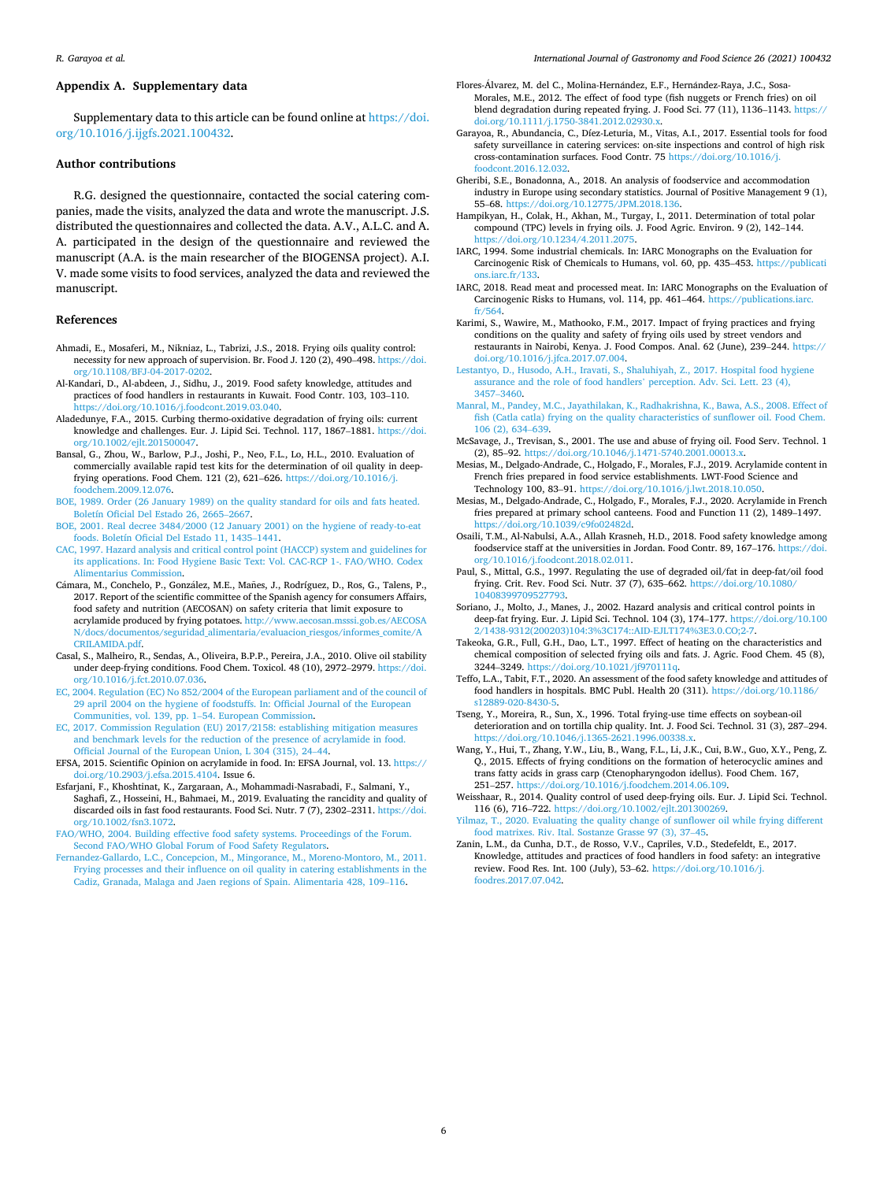## Appendix A. Supplementary data

Supplementary data to this article can be found online at https://doi.org/10.1016/j.ijgfs.2021.100432.

## Author contributions

R.G. designed the questionnaire, contacted the social catering companies, made the visits, analyzed the data and wrote the manuscript. J.S. distributed the questionnaires and collected the data. A.V., A.L.C. and A.A. participated in the design of the questionnaire and reviewed the manuscript (A.A. is the main researcher of the BIOGENSA project). A.I.V. made some visits to food services, analyzed the data and reviewed the manuscript.

## References

Ahmadi, E., Mosaferi, M., Nikniaz, L., Tabrizi, J.S., 2018. Frying oils quality control: necessity for new approach of supervision. Br. Food J. 120 (2), 490–498. https://doi.org/10.1108/BFJ-04-2017-0202.

Al-Kandari, D., Al-abdeen, J., Sidhu, J., 2019. Food safety knowledge, attitudes and practices of food handlers in restaurants in Kuwait. Food Contr. 103, 103–110. https://doi.org/10.1016/j.foodcont.2019.03.040.

Aladedunye, F.A., 2015. Curbing thermo-oxidative degradation of frying oils: current knowledge and challenges. Eur. J. Lipid Sci. Technol. 117, 1867–1881. https://doi.org/10.1002/ejlt.201500047.

Bansal, G., Zhou, W., Barlow, P.J., Joshi, P., Neo, F.L., Lo, H.L., 2010. Evaluation of commercially available rapid test kits for the determination of oil quality in deep-frying operations. Food Chem. 121 (2), 621–626. https://doi.org/10.1016/j.foodchem.2009.12.076.

BOE, 1989. Order (26 January 1989) on the quality standard for oils and fats heated. Boletín Oficial Del Estado 26, 2665–2667.

BOE, 2001. Real decree 3484/2000 (12 January 2001) on the hygiene of ready-to-eat foods. Boletín Oficial Del Estado 11, 1435–1441.

CAC, 1997. Hazard analysis and critical control point (HACCP) system and guidelines for its applications. In: Food Hygiene Basic Text: Vol. CAC-RCP 1-. FAO/WHO. Codex Alimentarius Commission.

Cámara, M., Conchelo, P., González, M.E., Mañes, J., Rodríguez, D., Ros, G., Talens, P., 2017. Report of the scientific committee of the Spanish agency for consumers Affairs, food safety and nutrition (AECOSAN) on safety criteria that limit exposure to acrylamide produced by frying potatoes. http://www.aecosan.msssi.gob.es/AECOSAN/docs/documentos/seguridad_alimentaria/evaluacion_riesgos/informes_comite/ACRILAMIDA.pdf.

Casal, S., Malheiro, R., Sendas, A., Oliveira, B.P.P., Pereira, J.A., 2010. Olive oil stability under deep-frying conditions. Food Chem. Toxicol. 48 (10), 2972–2979. https://doi.org/10.1016/j.fct.2010.07.036.

EC, 2004. Regulation (EC) No 852/2004 of the European parliament and of the council of 29 april 2004 on the hygiene of foodstuffs. In: Official Journal of the European Communities, vol. 139, pp. 1–54. European Commission.

EC, 2017. Commission Regulation (EU) 2017/2158: establishing mitigation measures and benchmark levels for the presence of acrylamide in food. Official Journal of the European Union, L 304 (315), 24–44.

EFSA, 2015. Scientific Opinion on acrylamide in food. In: EFSA Journal, vol. 13. https://doi.org/10.2903/j.efsa.2015.4104. Issue 6.

Esfarjani, F., Khoshtinat, K., Zargaraan, A., Mohammadi-Nasrabadi, F., Salmani, Y., Saghafi, Z., Hosseini, H., Bahmaei, M., 2019. Evaluating the rancidity and quality of discarded oils in fast food restaurants. Food Sci. Nutr. 7 (7), 2302–2311. https://doi.org/10.1002/fsn3.1072.

FAO/WHO, 2004. Building effective food safety systems. Proceedings of the Forum. Second FAO/WHO Global Forum of Food Safety Regulators.

Fernandez-Gallardo, L.C., Concepcion, M., Mingorance, M., Moreno-Montoro, M., 2011. Frying processes and their influence on oil quality in catering establishments in the Cadiz, Granada, Malaga and Jaen regions of Spain. Alimentaria 428, 109–116.

Flores-Álvarez, M. del C., Molina-Hernández, E.F., Hernández-Raya, J.C., Sosa-Morales, M.E., 2012. The effect of food type (fish nuggets or French fries) on oil blend degradation during repeated frying. J. Food Sci. 77 (11), 1136–1143. https://doi.org/10.1111/j.1750-3841.2012.02930.x.

Garayoa, R., Abundancia, C., Díez-Leturia, M., Vitas, A.I., 2017. Essential tools for food safety surveillance in catering services: on-site inspections and control of high risk cross-contamination surfaces. Food Contr. 75 https://doi.org/10.1016/j.foodcont.2016.12.032.

Gheribi, S.E., Bonadonna, A., 2018. An analysis of foodservice and accommodation industry in Europe using secondary statistics. Journal of Positive Management 9 (1), 55–68. https://doi.org/10.12775/JPM.2018.136.

Hampikyan, H., Colak, H., Akhan, M., Turgay, I., 2011. Determination of total polar compound (TPC) levels in frying oils. J. Food Agric. Environ. 9 (2), 142–144. https://doi.org/10.1234/4.2011.2075.

IARC, 1994. Some industrial chemicals. In: IARC Monographs on the Evaluation for Carcinogenic Risk of Chemicals to Humans, vol. 60, pp. 435–453. https://publications.iarc.fr/133.

IARC, 2018. Read meat and processed meat. In: IARC Monographs on the Evaluation of Carcinogenic Risks to Humans, vol. 114, pp. 461–464. https://publications.iarc.fr/564.

Karimi, S., Wawire, M., Mathooko, F.M., 2017. Impact of frying practices and frying conditions on the quality and safety of frying oils used by street vendors and restaurants in Nairobi, Kenya. J. Food Compos. Anal. 62 (June), 239–244. https://doi.org/10.1016/j.jfca.2017.07.004.

Lestantyo, D., Husodo, A.H., Iravati, S., Shaluhiyah, Z., 2017. Hospital food hygiene assurance and the role of food handlers' perception. Adv. Sci. Lett. 23 (4), 3457–3460.

Manral, M., Pandey, M.C., Jayathilakan, K., Radhakrishna, K., Bawa, A.S., 2008. Effect of fish (Catla catla) frying on the quality characteristics of sunflower oil. Food Chem. 106 (2), 634–639.

McSavage, J., Trevisan, S., 2001. The use and abuse of frying oil. Food Serv. Technol. 1 (2), 85–92. https://doi.org/10.1046/j.1471-5740.2001.00013.x.

Mesias, M., Delgado-Andrade, C., Holgado, F., Morales, F.J., 2019. Acrylamide content in French fries prepared in food service establishments. LWT-Food Science and Technology 100, 83–91. https://doi.org/10.1016/j.lwt.2018.10.050.

Mesias, M., Delgado-Andrade, C., Holgado, F., Morales, F.J., 2020. Acrylamide in French fries prepared at primary school canteens. Food and Function 11 (2), 1489–1497. https://doi.org/10.1039/c9fo02482d.

Osaili, T.M., Al-Nabulsi, A.A., Allah Krasneh, H.D., 2018. Food safety knowledge among foodservice staff at the universities in Jordan. Food Contr. 89, 167–176. https://doi.org/10.1016/j.foodcont.2018.02.011.

Paul, S., Mittal, G.S., 1997. Regulating the use of degraded oil/fat in deep-fat/oil food frying. Crit. Rev. Food Sci. Nutr. 37 (7), 635–662. https://doi.org/10.1080/10408399709527793.

Soriano, J., Molto, J., Manes, J., 2002. Hazard analysis and critical control points in deep-fat frying. Eur. J. Lipid Sci. Technol. 104 (3), 174–177. https://doi.org/10.1002/1438-9312(200203)104:3%3C174::AID-EJLT174%3E3.0.CO;2-7.

Takeoka, G.R., Full, G.H., Dao, L.T., 1997. Effect of heating on the characteristics and chemical composition of selected frying oils and fats. J. Agric. Food Chem. 45 (8), 3244–3249. https://doi.org/10.1021/jf970111q.

Teffo, L.A., Tabit, F.T., 2020. An assessment of the food safety knowledge and attitudes of food handlers in hospitals. BMC Publ. Health 20 (311). https://doi.org/10.1186/s12889-020-8430-5.

Tseng, Y., Moreira, R., Sun, X., 1996. Total frying-use time effects on soybean-oil deterioration and on tortilla chip quality. Int. J. Food Sci. Technol. 31 (3), 287–294. https://doi.org/10.1046/j.1365-2621.1996.00338.x.

Wang, Y., Hui, T., Zhang, Y.W., Liu, B., Wang, F.L., Li, J.K., Cui, B.W., Guo, X.Y., Peng, Z.Q., 2015. Effects of frying conditions on the formation of heterocyclic amines and trans fatty acids in grass carp (Ctenopharyngodon idellus). Food Chem. 167, 251–257. https://doi.org/10.1016/j.foodchem.2014.06.109.

Weisshaar, R., 2014. Quality control of used deep-frying oils. Eur. J. Lipid Sci. Technol. 116 (6), 716–722. https://doi.org/10.1002/ejlt.201300269.

Yilmaz, T., 2020. Evaluating the quality change of sunflower oil while frying different food matrixes. Riv. Ital. Sostanze Grasse 97 (3), 37–45.

Zanin, L.M., da Cunha, D.T., de Rosso, V.V., Capriles, V.D., Stedefeldt, E., 2017. Knowledge, attitudes and practices of food handlers in food safety: an integrative review. Food Res. Int. 100 (July), 53–62. https://doi.org/10.1016/j.foodres.2017.07.042.